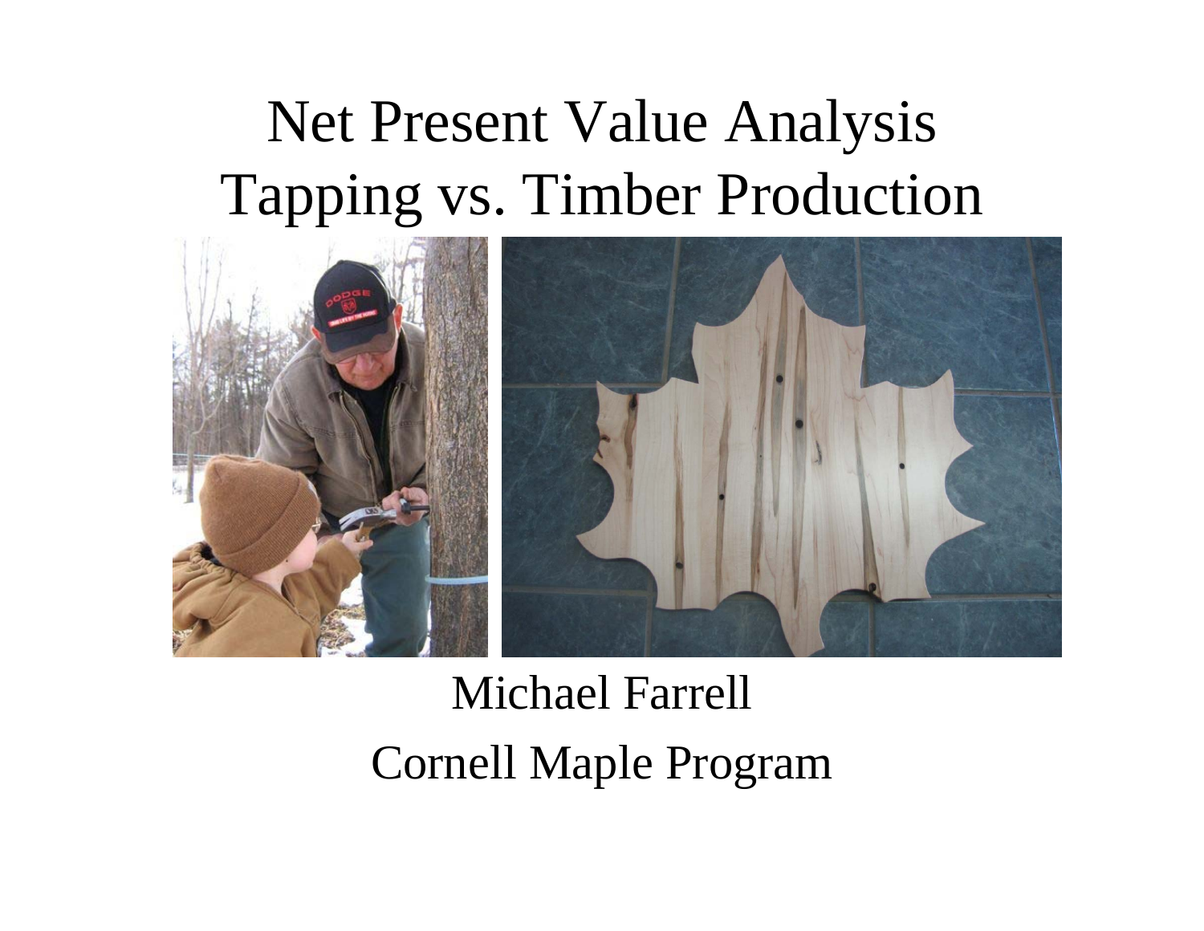# Net Present Value Analysis
# Tapping vs. Timber Production

Michael Farrell

Cornell Maple Program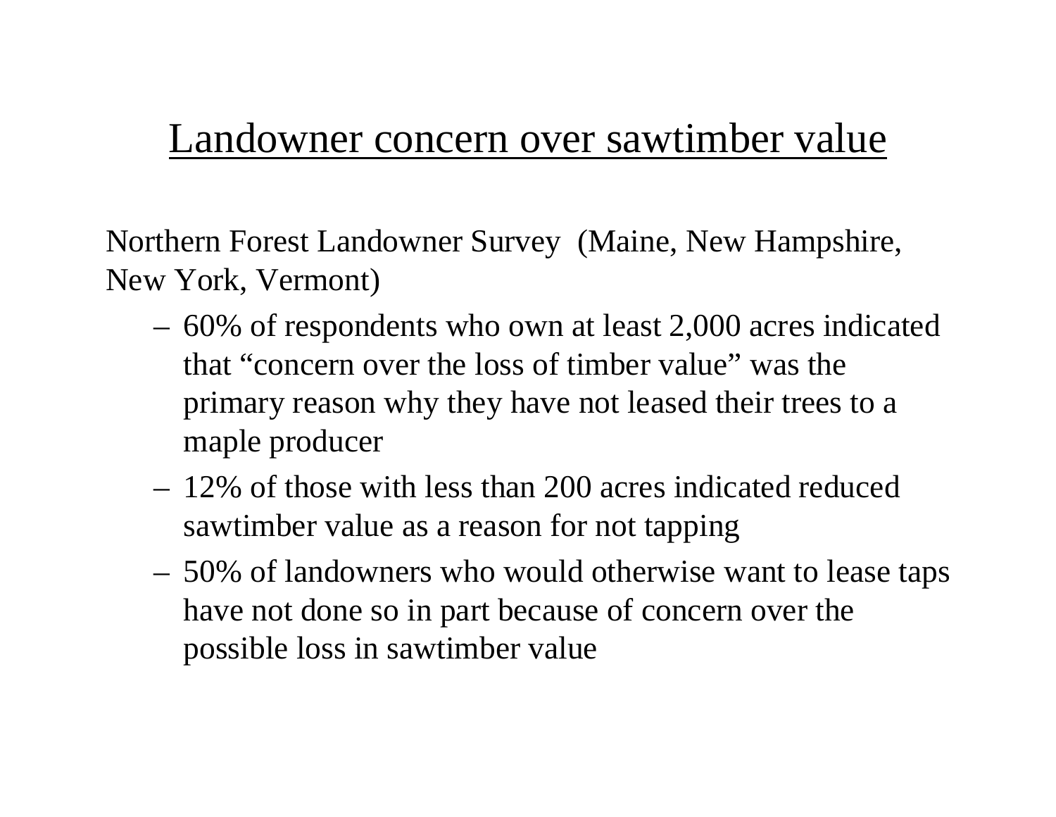# Landowner concern over sawtimber value

Northern Forest Landowner Survey (Maine, New Hampshire, New York, Vermont)

- 60% of respondents who own at least 2,000 acres indicated that "concern over the loss of timber value" was the primary reason why they have not leased their trees to a maple producer
- 12% of those with less than 200 acres indicated reduced sawtimber value as a reason for not tapping
- 50% of landowners who would otherwise want to lease taps have not done so in part because of concern over the possible loss in sawtimber value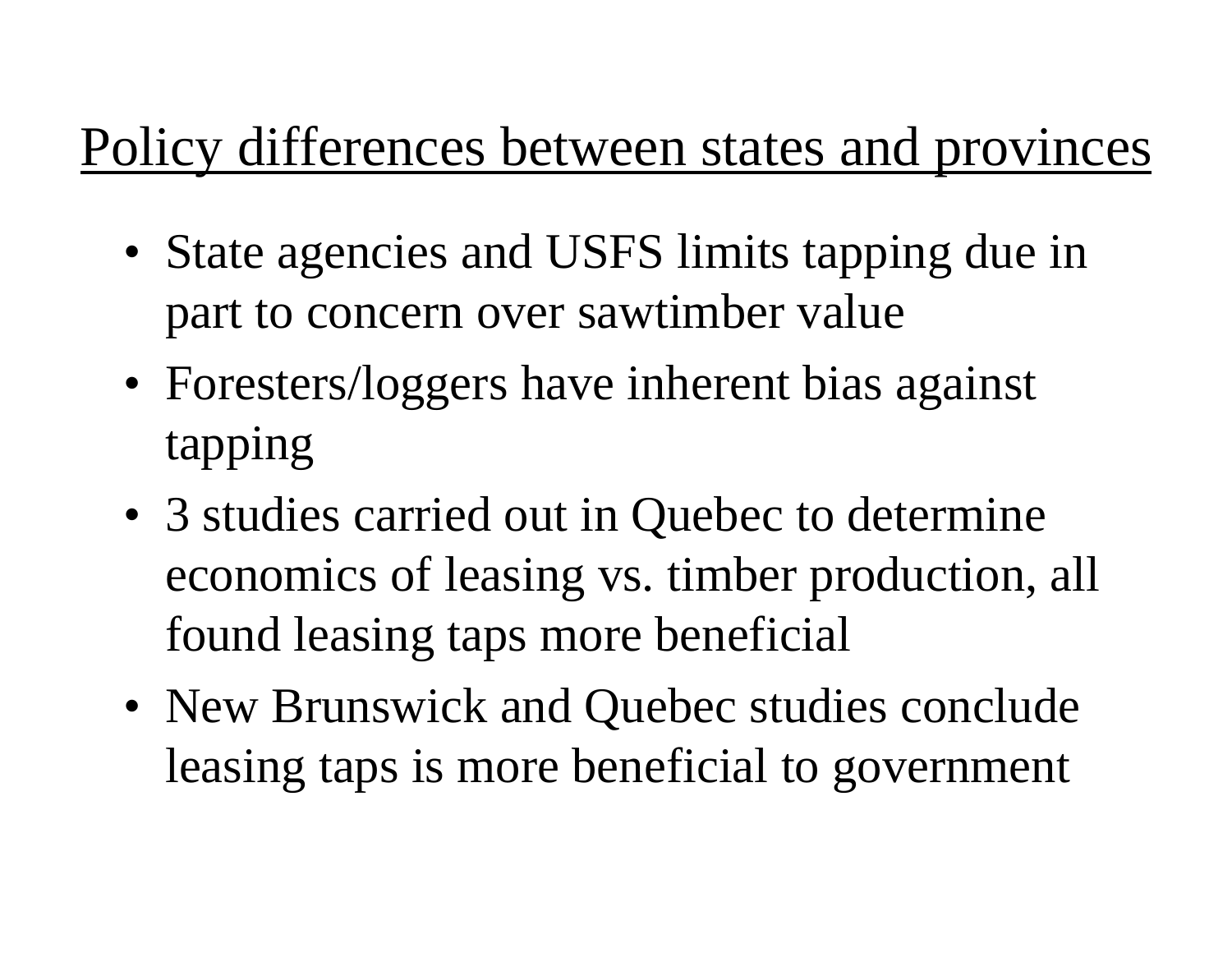# Policy differences between states and provinces

- State agencies and USFS limits tapping due in part to concern over sawtimber value
- Foresters/loggers have inherent bias against tapping
- 3 studies carried out in Quebec to determine economics of leasing vs. timber production, all found leasing taps more beneficial
- New Brunswick and Quebec studies conclude leasing taps is more beneficial to government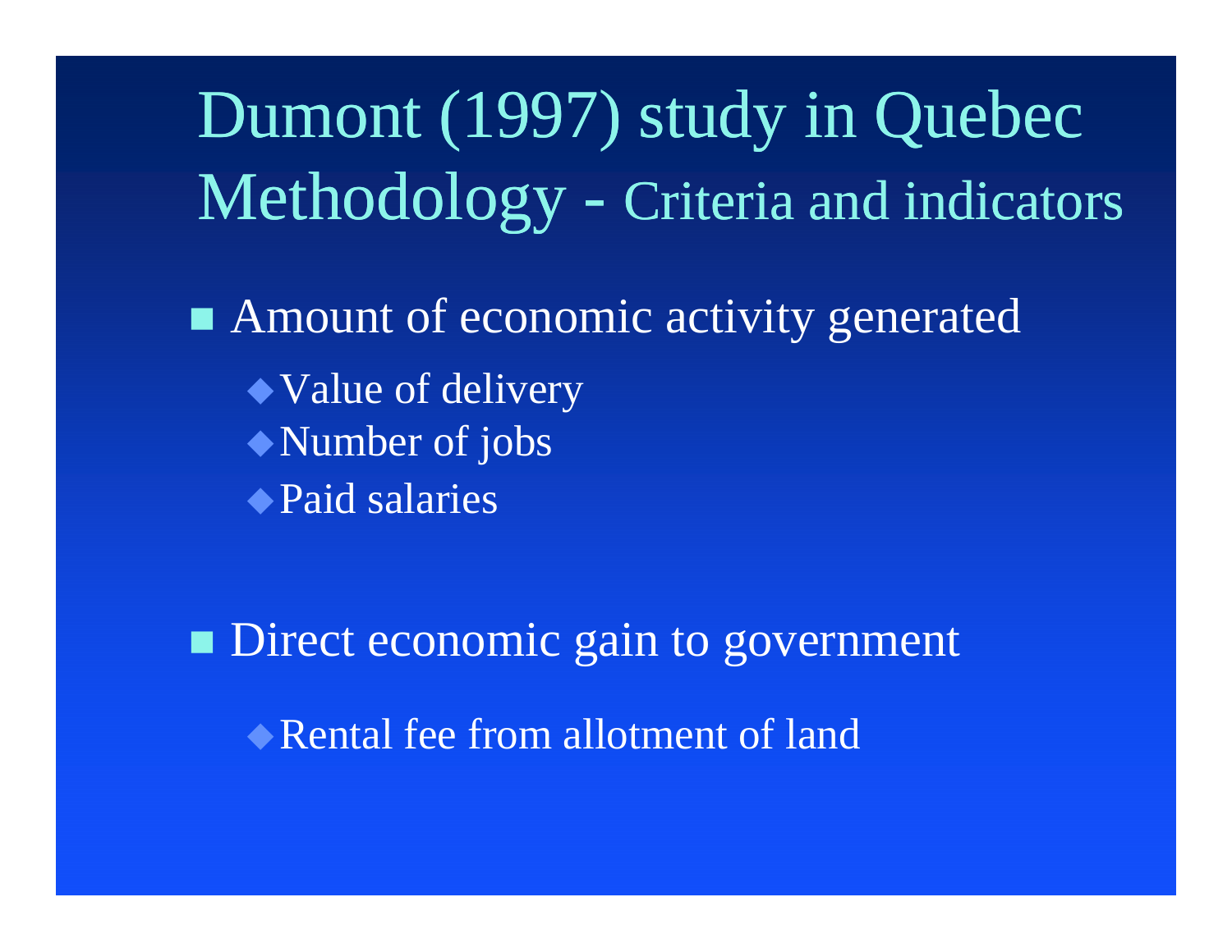# Dumont (1997) study in Quebec Methodology - Criteria and indicators

- Amount of economic activity generated
  - Value of delivery
  - Number of jobs
  - Paid salaries

- Direct economic gain to government
  - Rental fee from allotment of land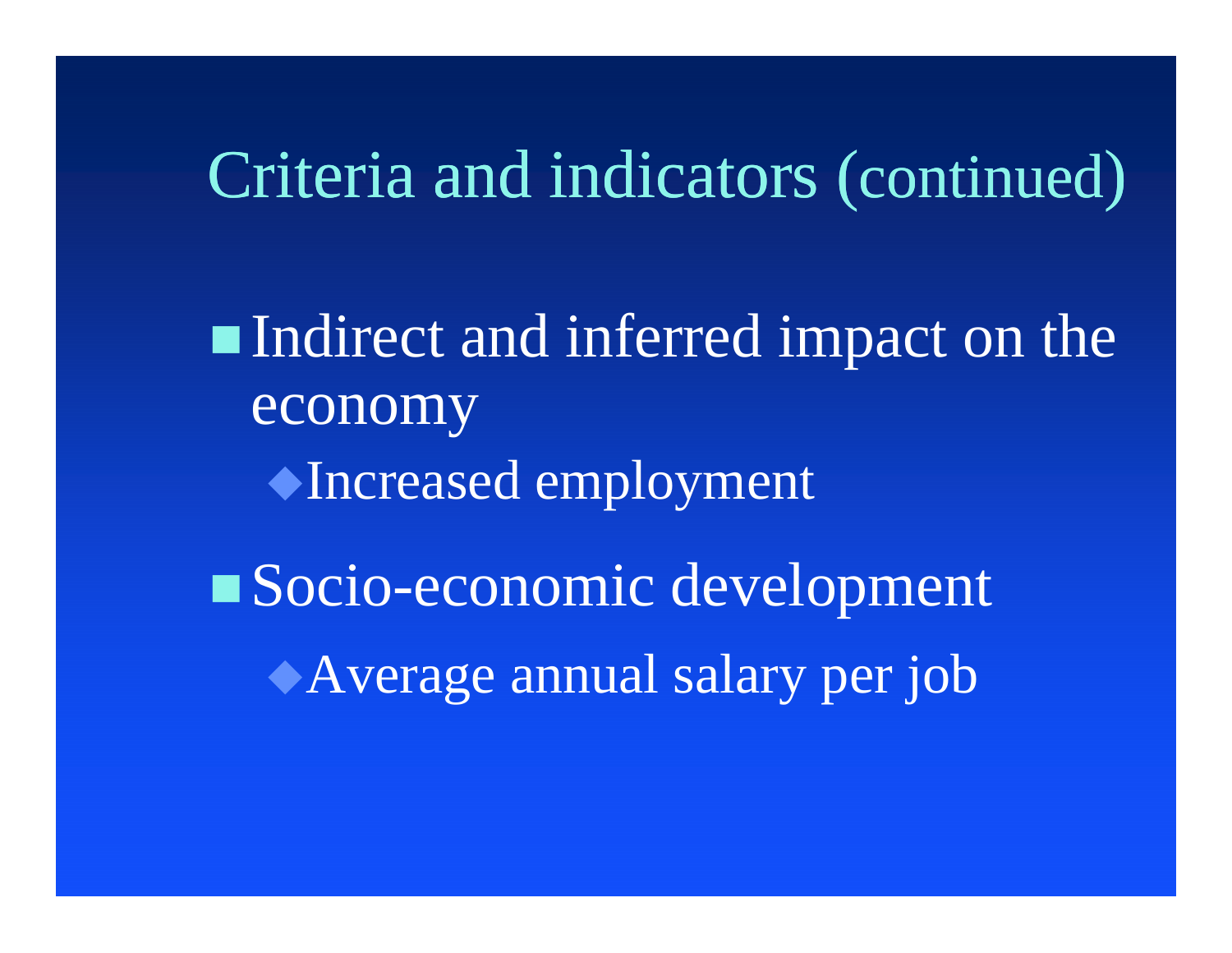# Criteria and indicators (continued)

- Indirect and inferred impact on the economy
  - Increased employment
- Socio-economic development
  - Average annual salary per job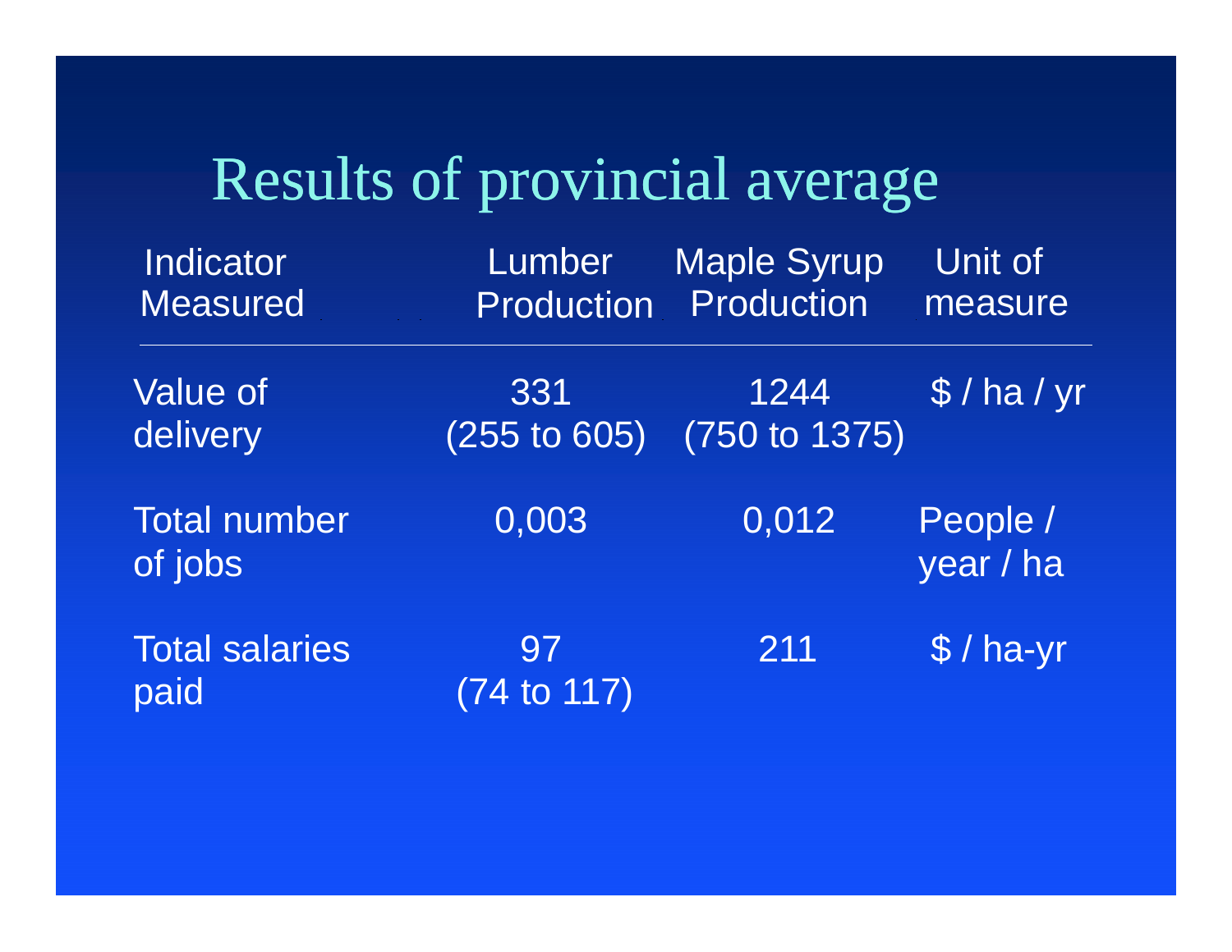# Results of provincial average

| Indicator Measured | Lumber Production | Maple Syrup Production | Unit of measure |
|---|---|---|---|
| Value of delivery | 331 (255 to 605) | 1244 (750 to 1375) | $ / ha / yr |
| Total number of jobs | 0,003 | 0,012 | People / year / ha |
| Total salaries paid | 97 (74 to 117) | 211 | $ / ha-yr |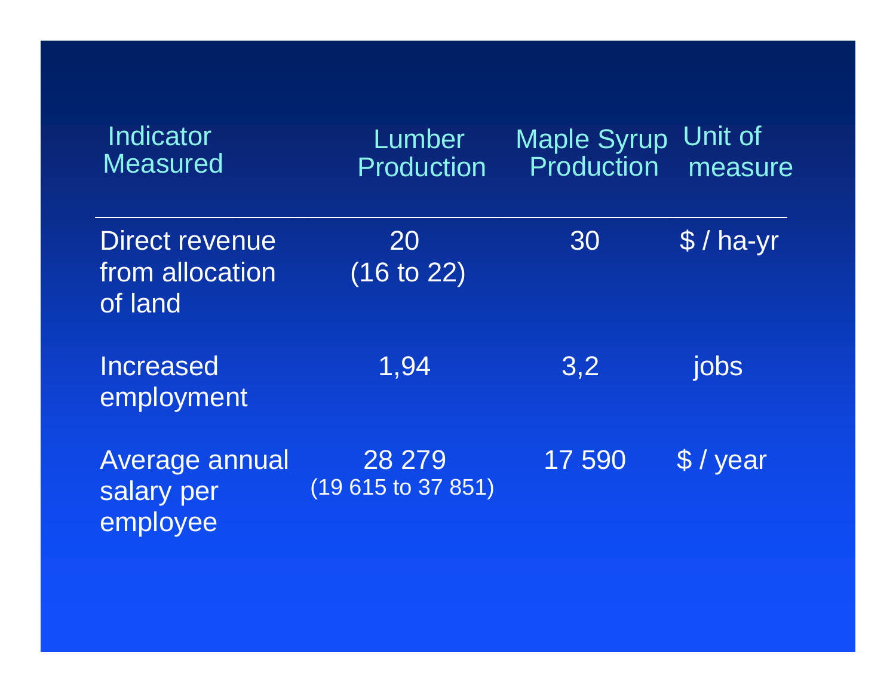| Indicator Measured | Lumber Production | Maple Syrup Production | Unit of measure |
|---|---|---|---|
| Direct revenue from allocation of land | 20 (16 to 22) | 30 | $ / ha-yr |
| Increased employment | 1,94 | 3,2 | jobs |
| Average annual salary per employee | 28 279 (19 615 to 37 851) | 17 590 | $ / year |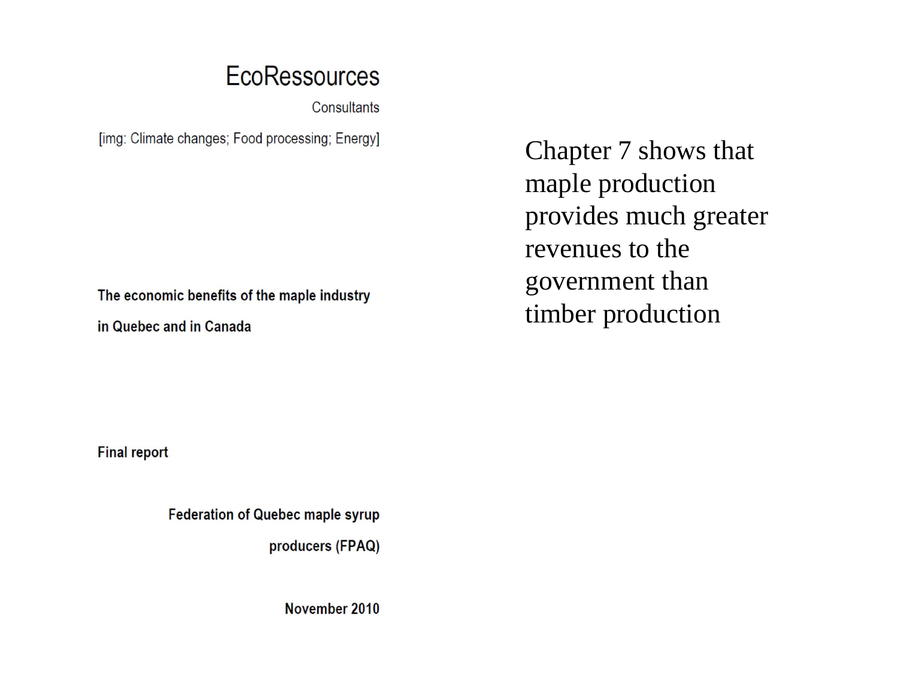EcoRessources

Consultants

[img: Climate changes; Food processing; Energy]

**The economic benefits of the maple industry in Quebec and in Canada**

**Final report**

**Federation of Quebec maple syrup producers (FPAQ)**

**November 2010**

Chapter 7 shows that maple production provides much greater revenues to the government than timber production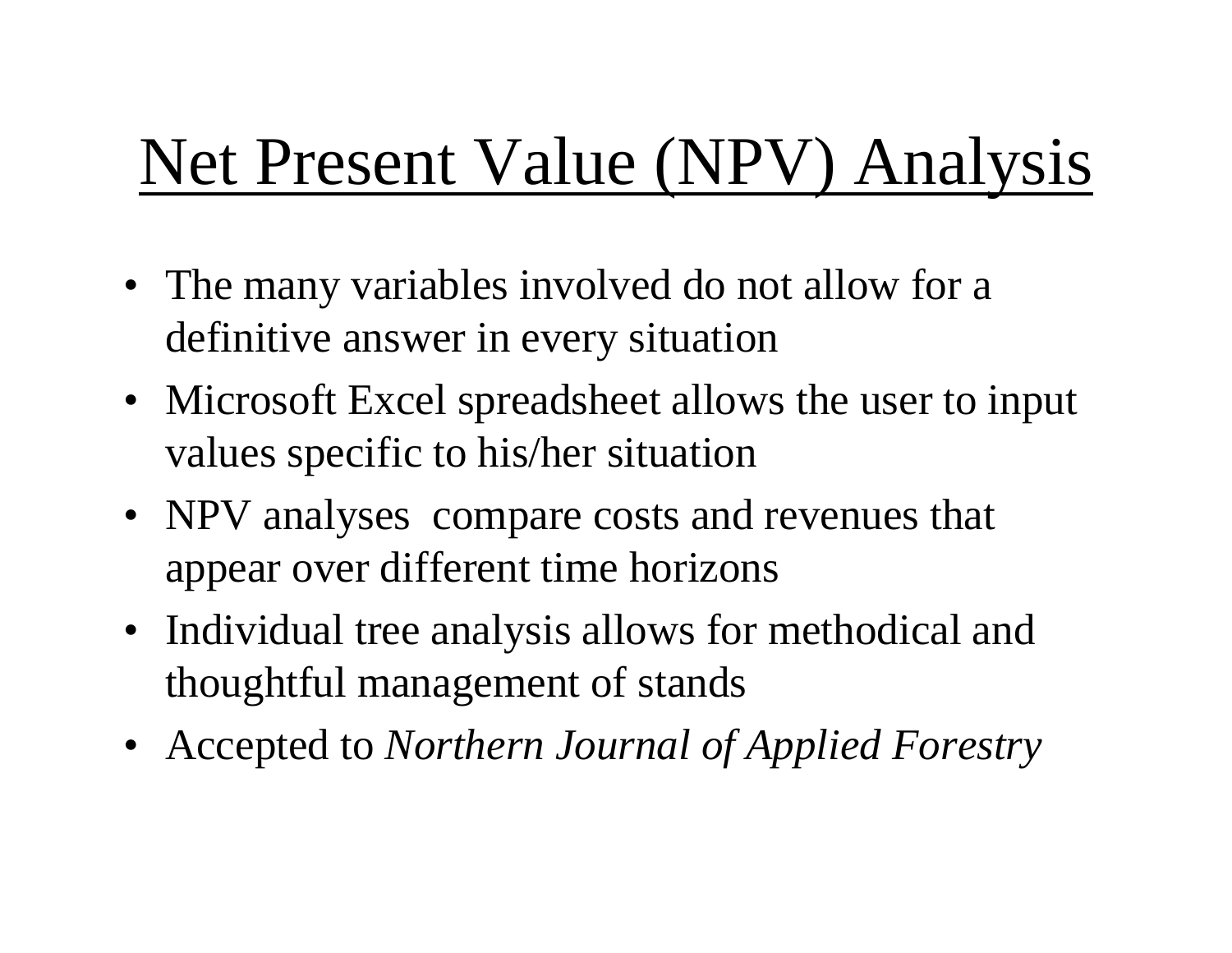# Net Present Value (NPV) Analysis

- The many variables involved do not allow for a definitive answer in every situation
- Microsoft Excel spreadsheet allows the user to input values specific to his/her situation
- NPV analyses  compare costs and revenues that appear over different time horizons
- Individual tree analysis allows for methodical and thoughtful management of stands
- Accepted to *Northern Journal of Applied Forestry*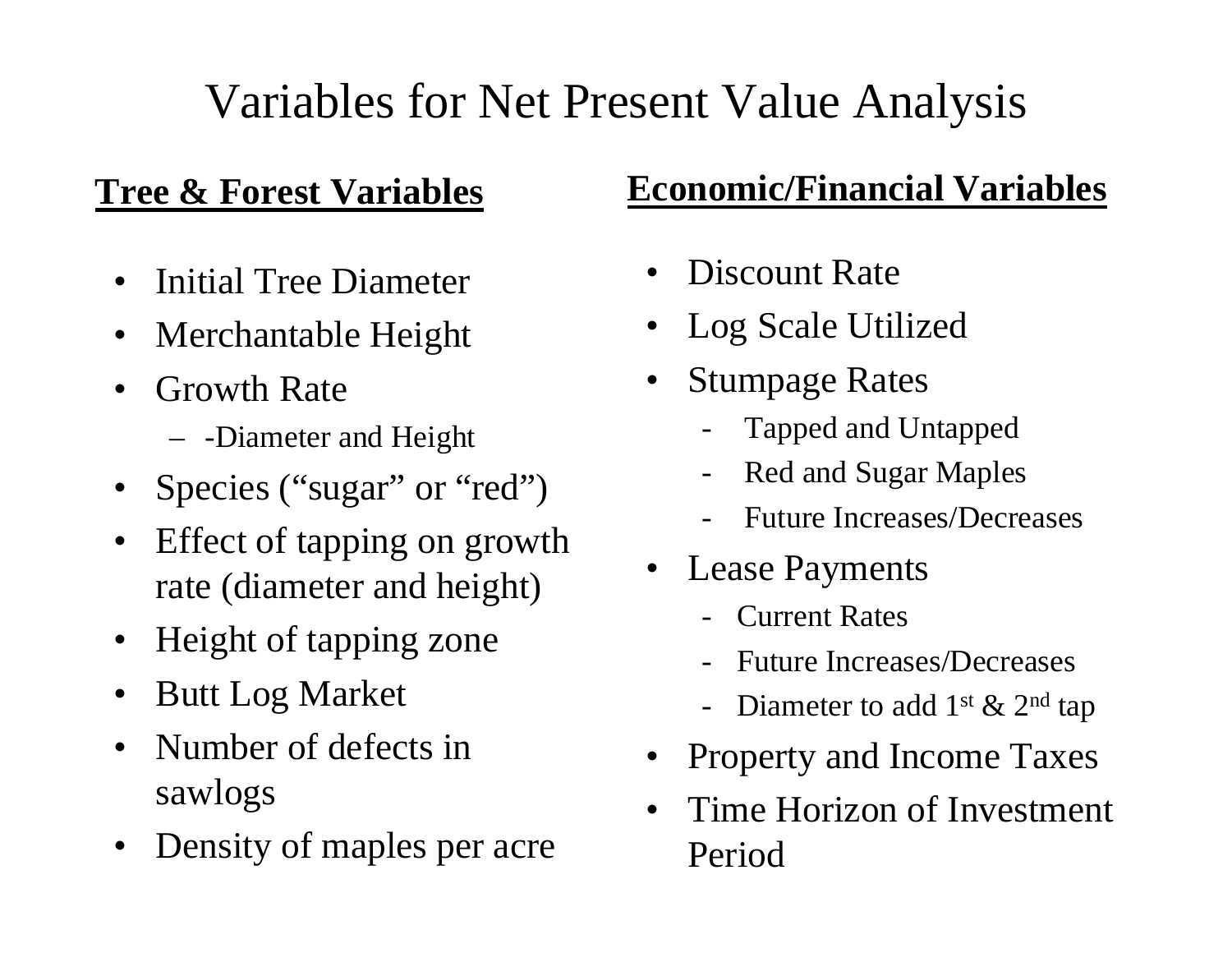# Variables for Net Present Value Analysis

## Tree & Forest Variables

- Initial Tree Diameter
- Merchantable Height
- Growth Rate
  - -Diameter and Height
- Species ("sugar" or "red")
- Effect of tapping on growth rate (diameter and height)
- Height of tapping zone
- Butt Log Market
- Number of defects in sawlogs
- Density of maples per acre

## Economic/Financial Variables

- Discount Rate
- Log Scale Utilized
- Stumpage Rates
  - Tapped and Untapped
  - Red and Sugar Maples
  - Future Increases/Decreases
- Lease Payments
  - Current Rates
  - Future Increases/Decreases
  - Diameter to add 1st & 2nd tap
- Property and Income Taxes
- Time Horizon of Investment Period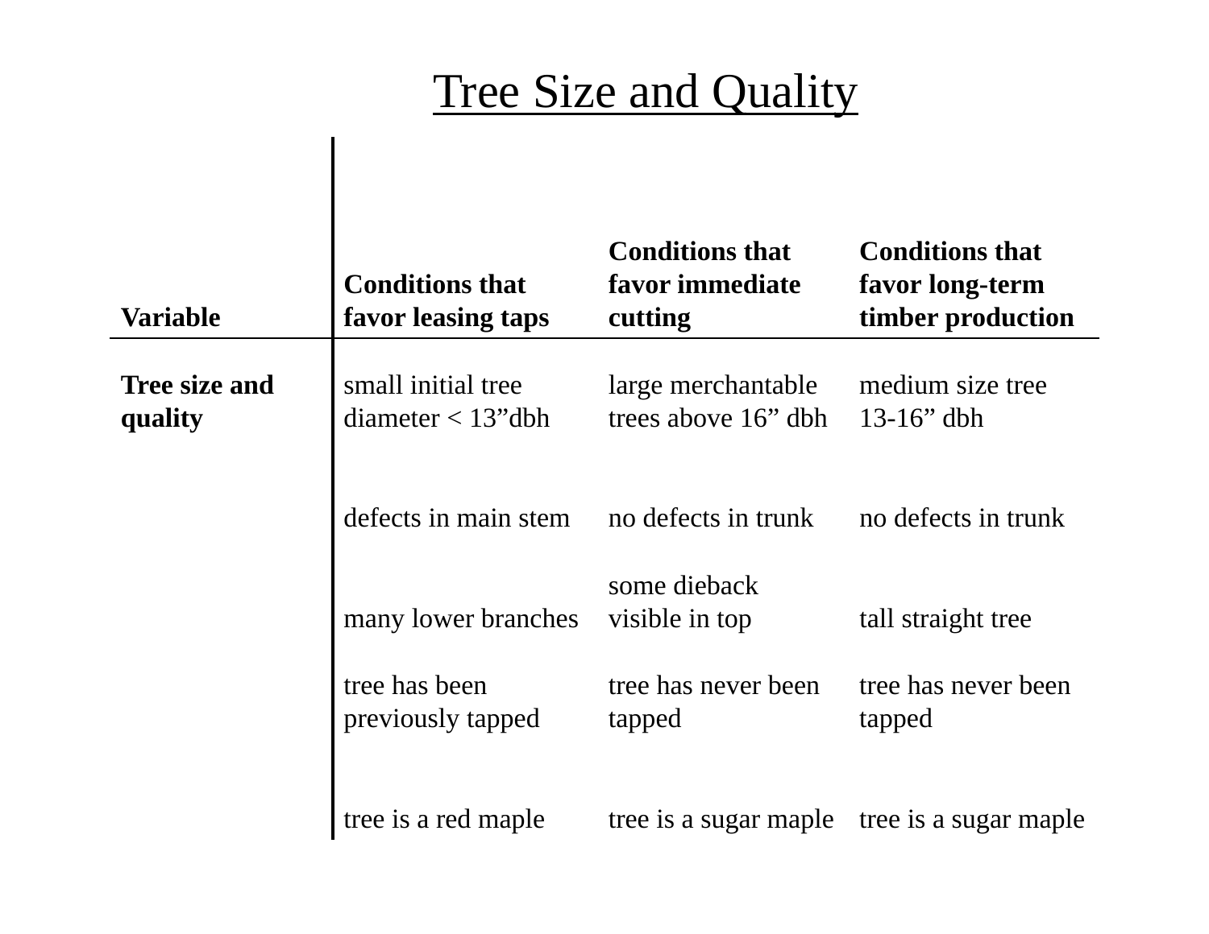# Tree Size and Quality

| Variable | Conditions that favor leasing taps | Conditions that favor immediate cutting | Conditions that favor long-term timber production |
|---|---|---|---|
| **Tree size and quality** | small initial tree diameter < 13”dbh | large merchantable trees above 16” dbh | medium size tree 13-16” dbh |
| | defects in main stem | no defects in trunk | no defects in trunk |
| | many lower branches | some dieback visible in top | tall straight tree |
| | tree has been previously tapped | tree has never been tapped | tree has never been tapped |
| | tree is a red maple | tree is a sugar maple | tree is a sugar maple |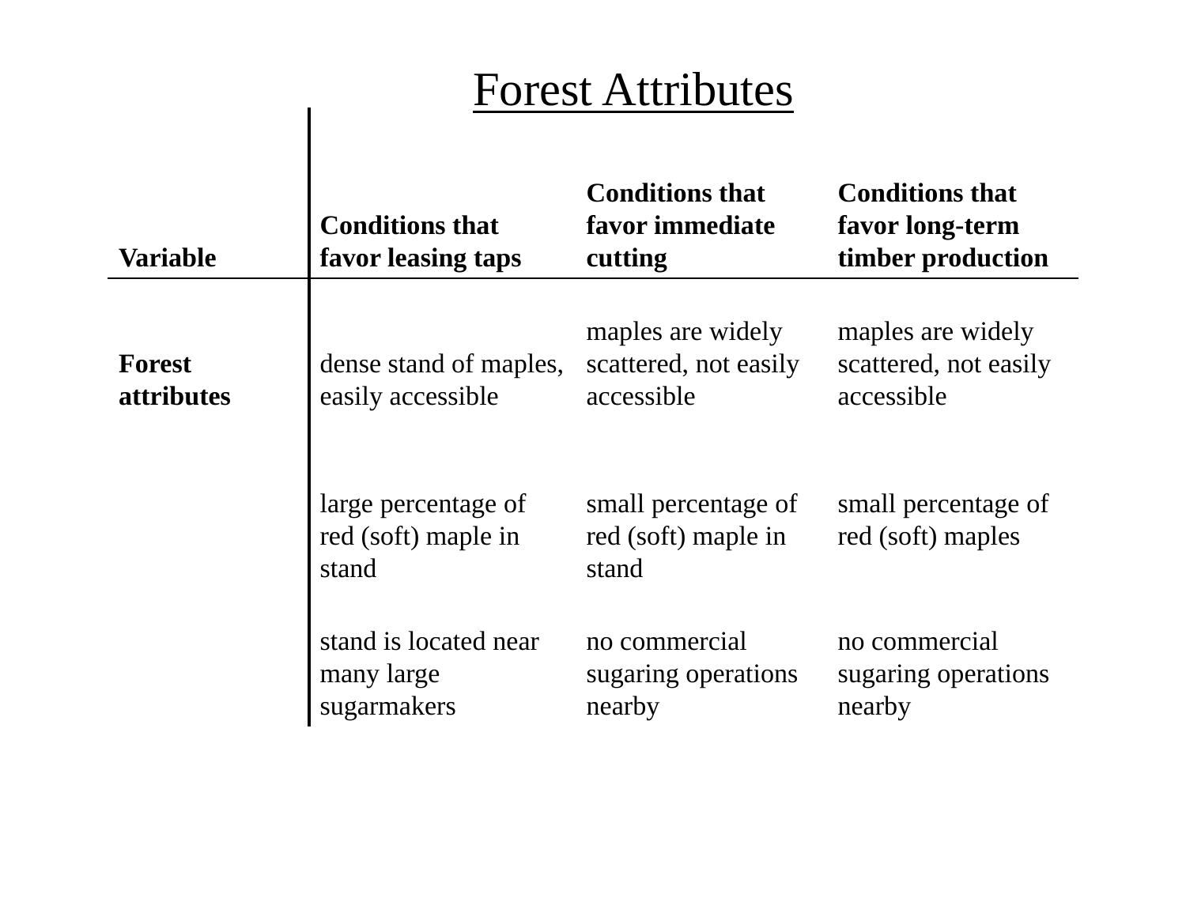# Forest Attributes

| Variable | Conditions that favor leasing taps | Conditions that favor immediate cutting | Conditions that favor long-term timber production |
|---|---|---|---|
| **Forest attributes** | dense stand of maples, easily accessible | maples are widely scattered, not easily accessible | maples are widely scattered, not easily accessible |
| | large percentage of red (soft) maple in stand | small percentage of red (soft) maple in stand | small percentage of red (soft) maples |
| | stand is located near many large sugarmakers | no commercial sugaring operations nearby | no commercial sugaring operations nearby |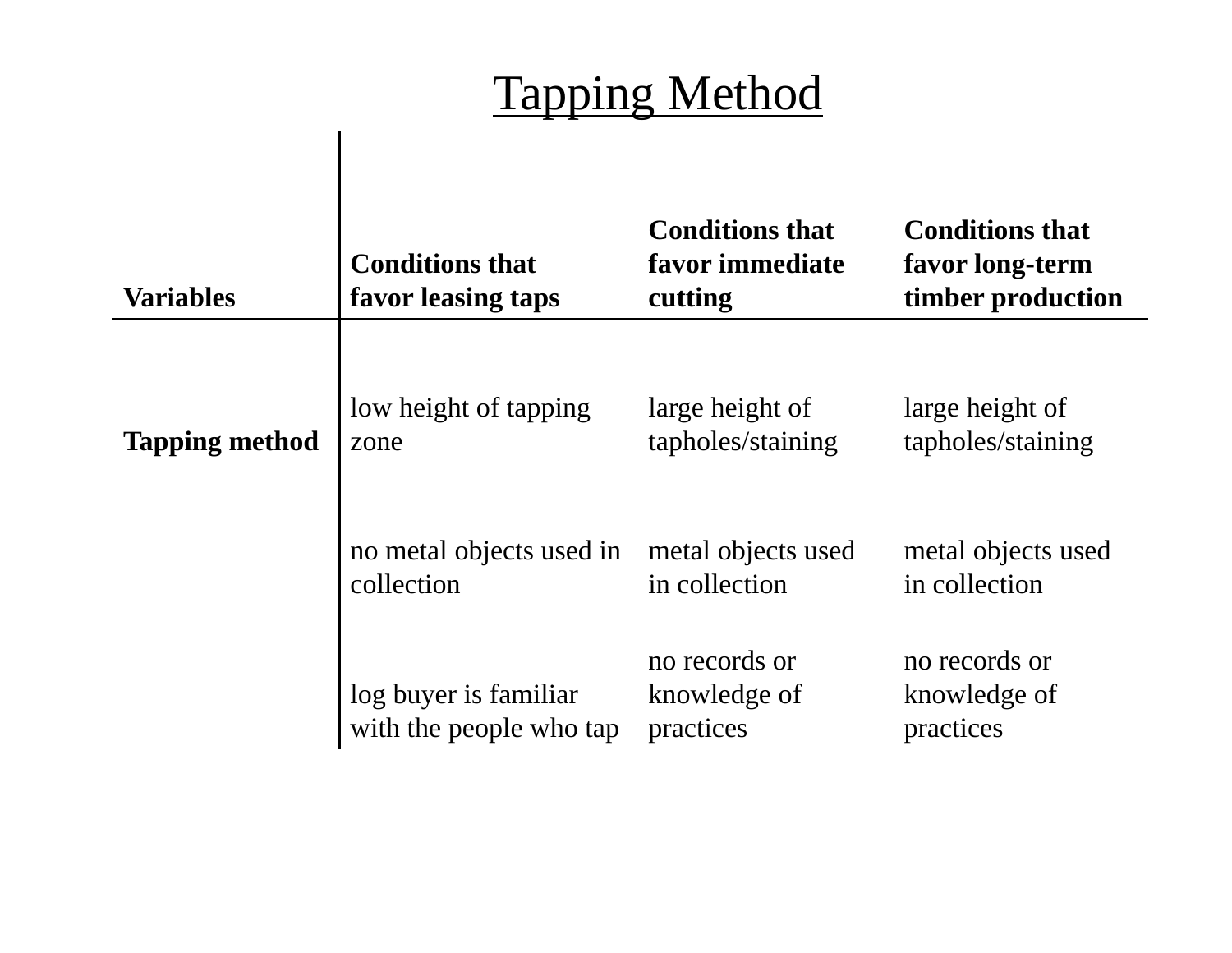# Tapping Method

| Variables | Conditions that favor leasing taps | Conditions that favor immediate cutting | Conditions that favor long-term timber production |
|---|---|---|---|
| **Tapping method** | low height of tapping zone | large height of tapholes/staining | large height of tapholes/staining |
| | no metal objects used in collection | metal objects used in collection | metal objects used in collection |
| | log buyer is familiar with the people who tap | no records or knowledge of practices | no records or knowledge of practices |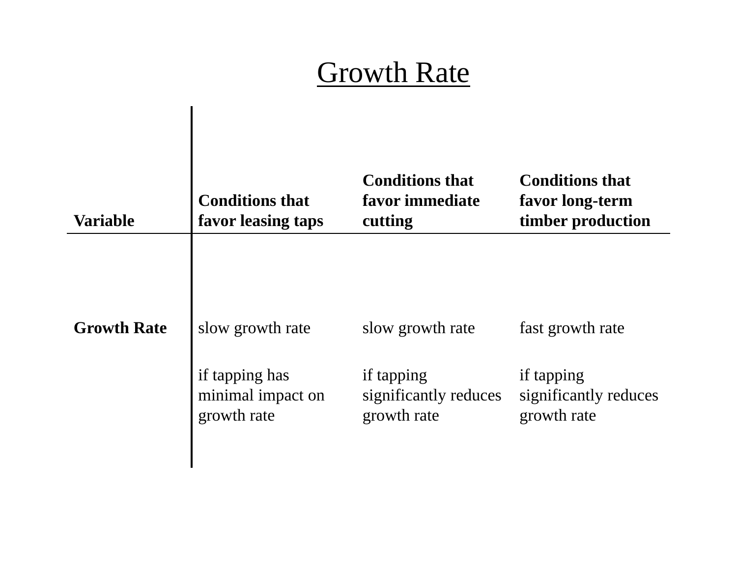# Growth Rate

| Variable | Conditions that favor leasing taps | Conditions that favor immediate cutting | Conditions that favor long-term timber production |
| --- | --- | --- | --- |
| **Growth Rate** | slow growth rate | slow growth rate | fast growth rate |
| | if tapping has minimal impact on growth rate | if tapping significantly reduces growth rate | if tapping significantly reduces growth rate |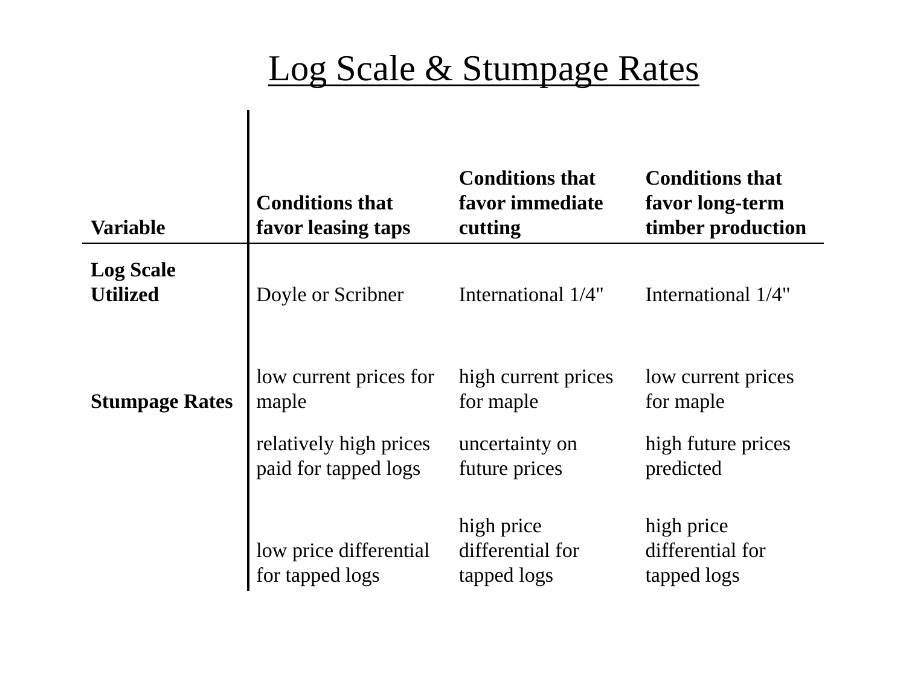# Log Scale & Stumpage Rates

| Variable | Conditions that favor leasing taps | Conditions that favor immediate cutting | Conditions that favor long-term timber production |
|---|---|---|---|
| **Log Scale Utilized** | Doyle or Scribner | International 1/4" | International 1/4" |
| **Stumpage Rates** | low current prices for maple | high current prices for maple | low current prices for maple |
| | relatively high prices paid for tapped logs | uncertainty on future prices | high future prices predicted |
| | low price differential for tapped logs | high price differential for tapped logs | high price differential for tapped logs |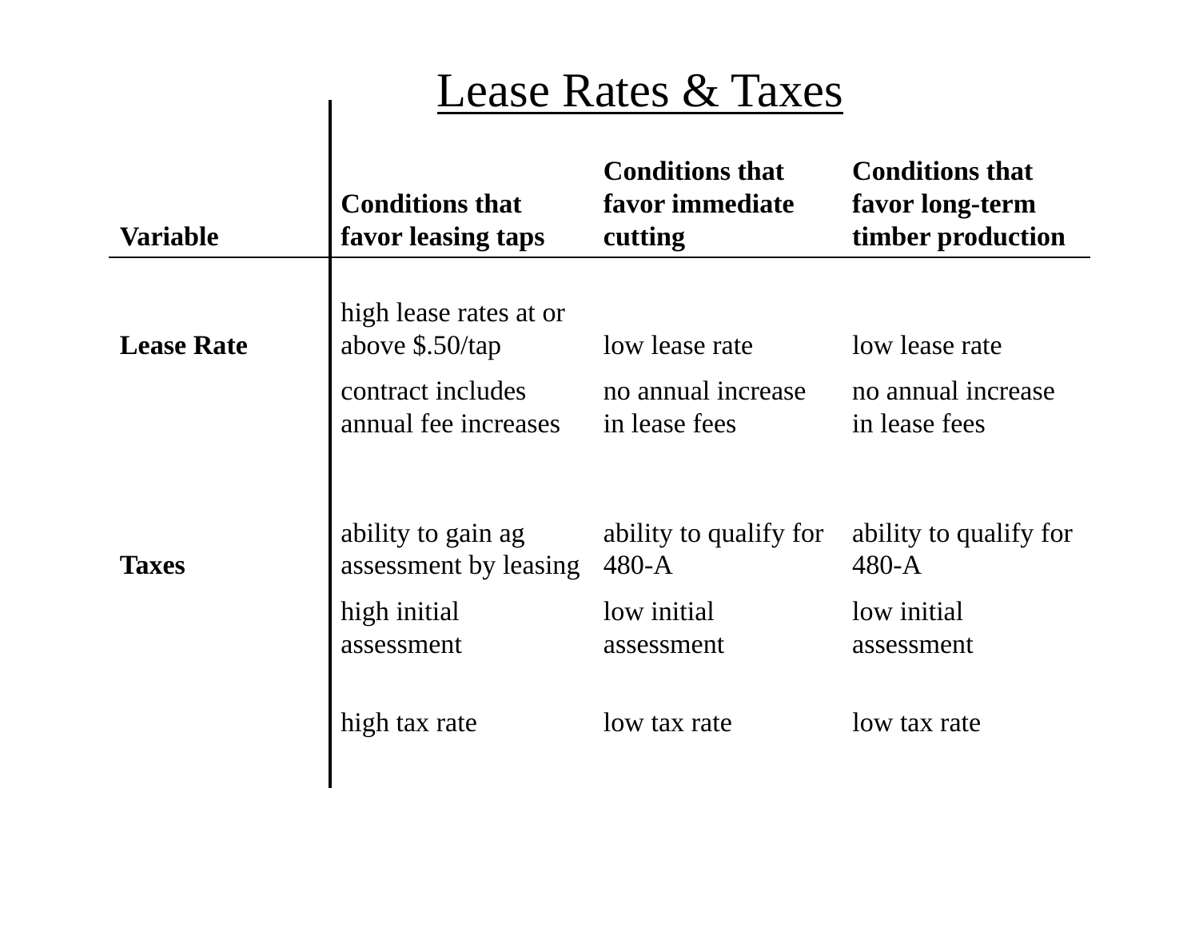# Lease Rates & Taxes

| Variable | Conditions that favor leasing taps | Conditions that favor immediate cutting | Conditions that favor long-term timber production |
|---|---|---|---|
| **Lease Rate** | high lease rates at or above $.50/tap | low lease rate | low lease rate |
| | contract includes annual fee increases | no annual increase in lease fees | no annual increase in lease fees |
| **Taxes** | ability to gain ag assessment by leasing | ability to qualify for 480-A | ability to qualify for 480-A |
| | high initial assessment | low initial assessment | low initial assessment |
| | high tax rate | low tax rate | low tax rate |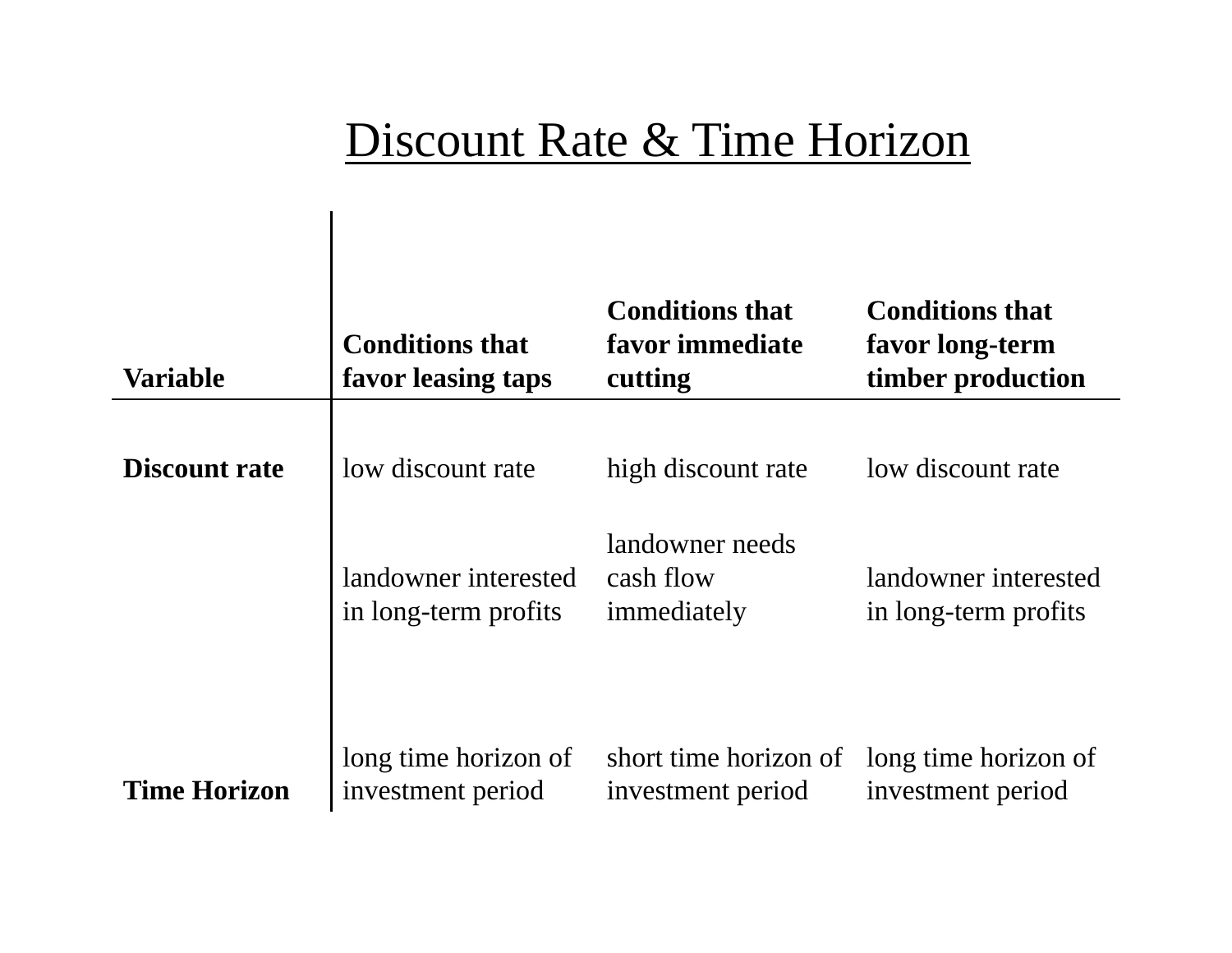# Discount Rate & Time Horizon

| Variable | Conditions that favor leasing taps | Conditions that favor immediate cutting | Conditions that favor long-term timber production |
|---|---|---|---|
| **Discount rate** | low discount rate | high discount rate | low discount rate |
| | landowner interested in long-term profits | landowner needs cash flow immediately | landowner interested in long-term profits |
| **Time Horizon** | long time horizon of investment period | short time horizon of investment period | long time horizon of investment period |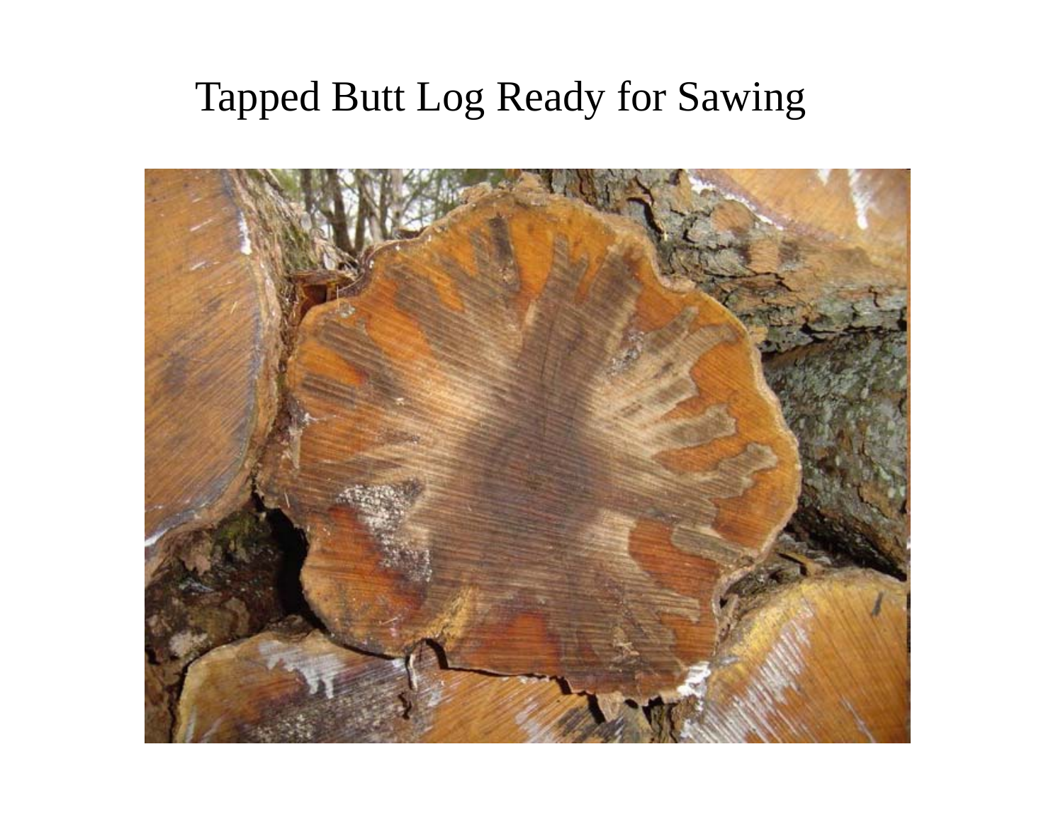# Tapped Butt Log Ready for Sawing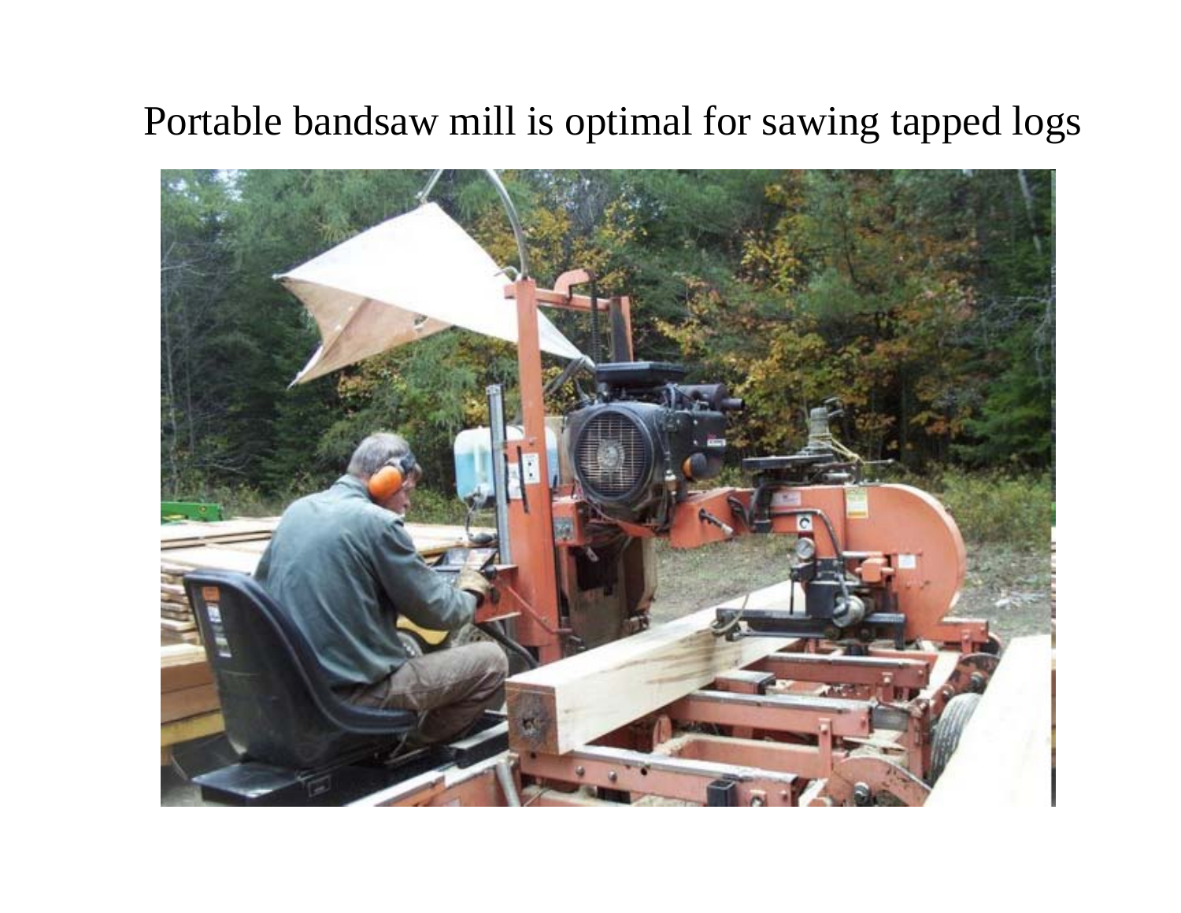# Portable bandsaw mill is optimal for sawing tapped logs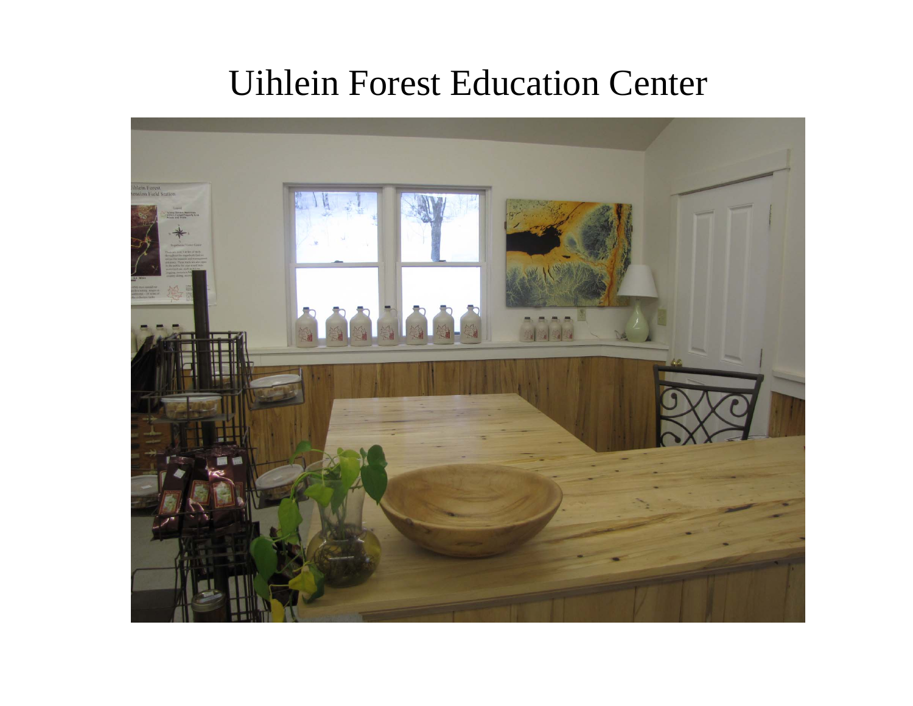# Uihlein Forest Education Center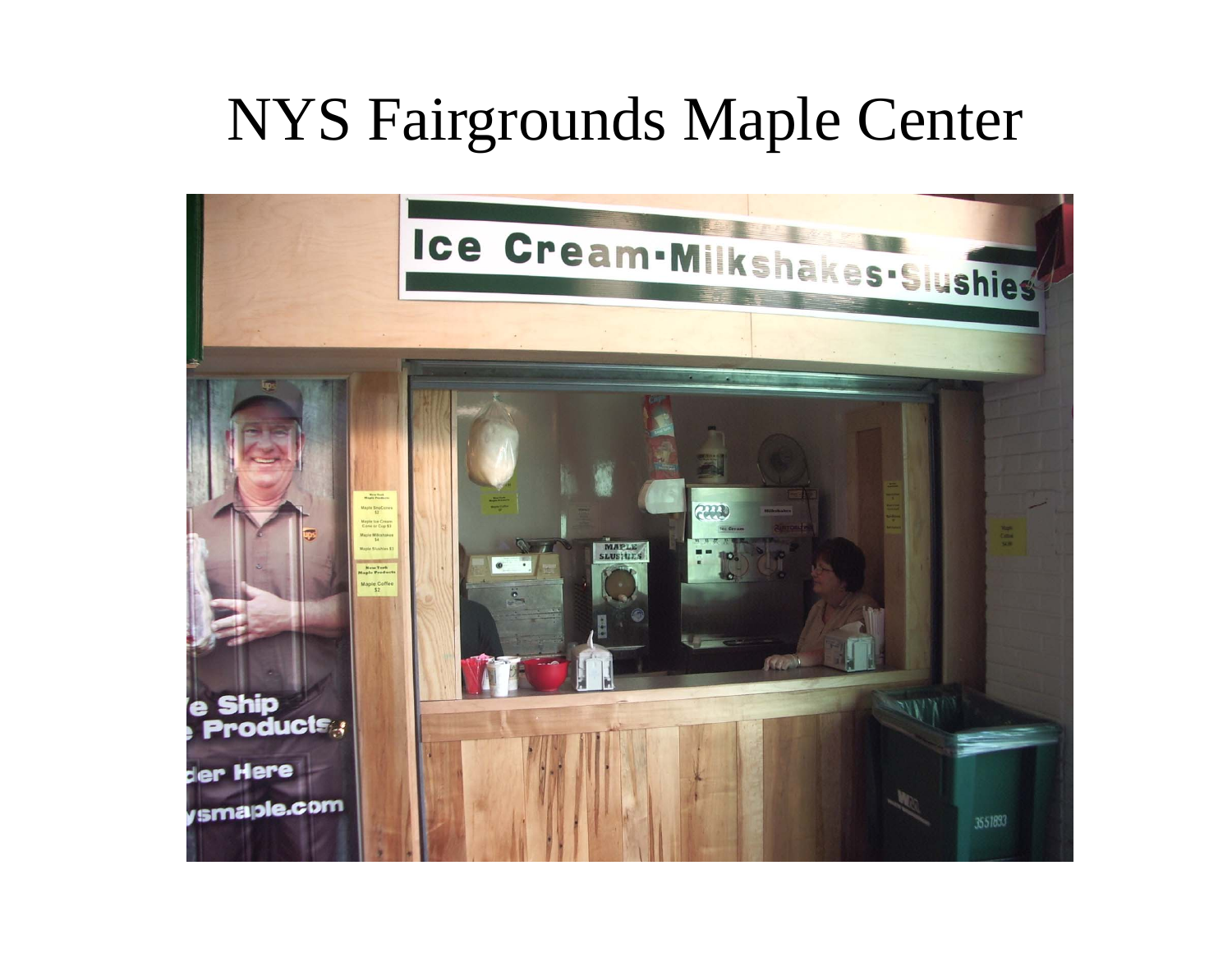# NYS Fairgrounds Maple Center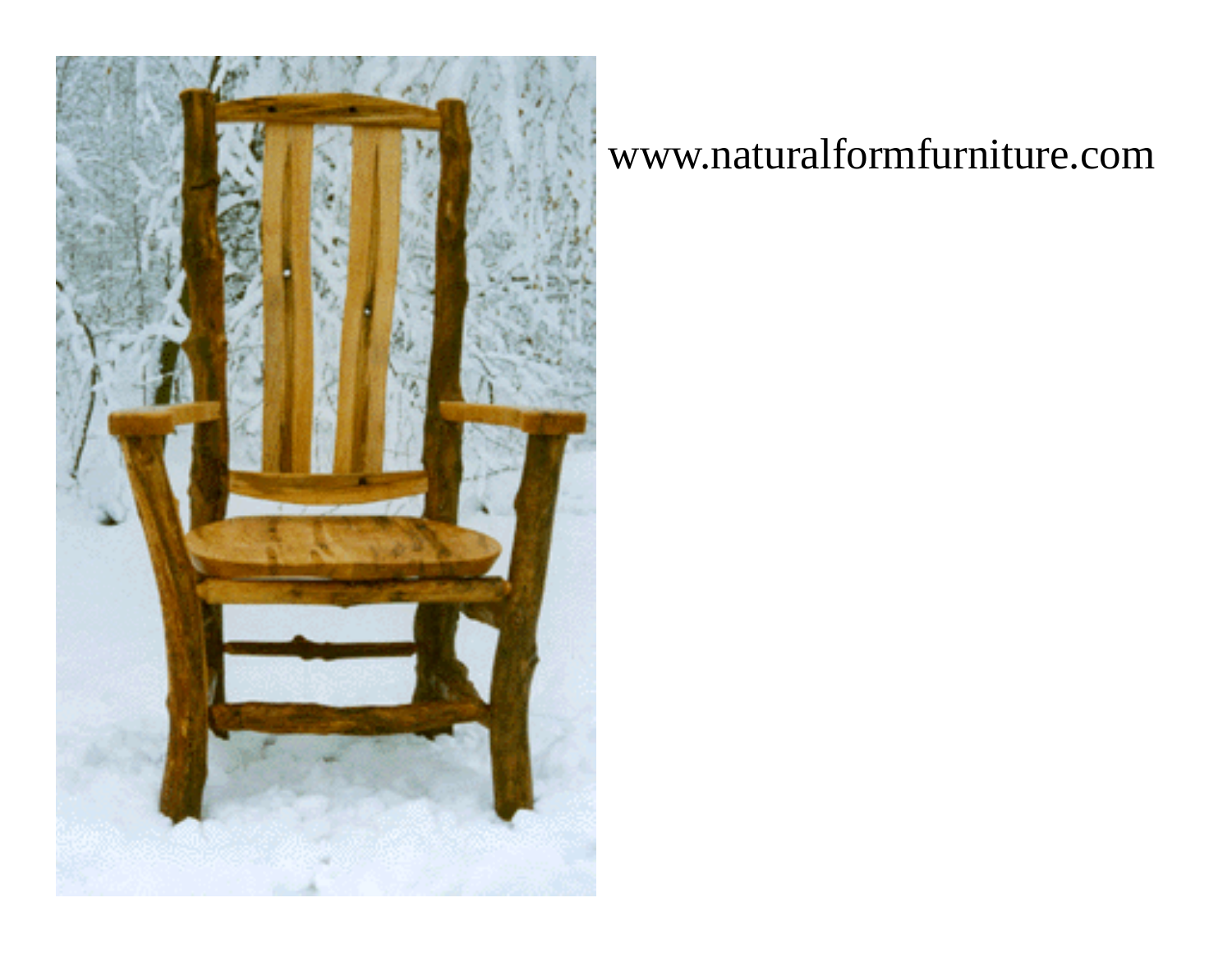www.naturalformfurniture.com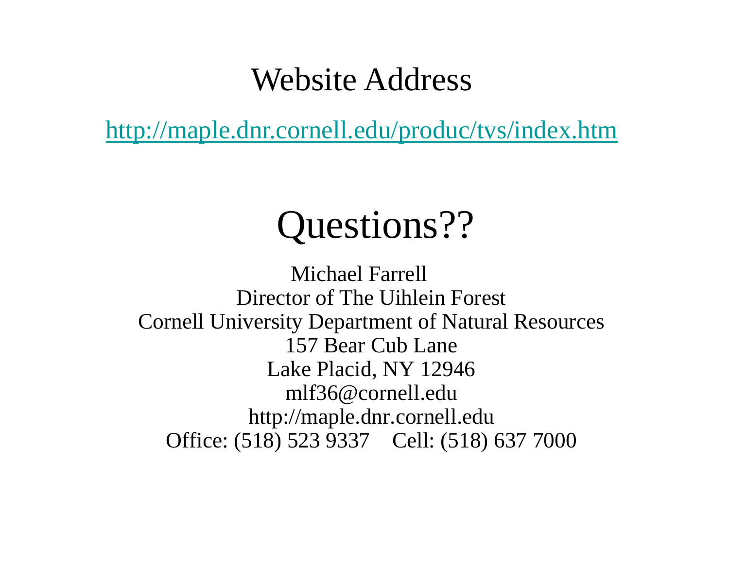# Website Address

http://maple.dnr.cornell.edu/produc/tvs/index.htm

# Questions??

Michael Farrell
Director of The Uihlein Forest
Cornell University Department of Natural Resources
157 Bear Cub Lane
Lake Placid, NY 12946
mlf36@cornell.edu
http://maple.dnr.cornell.edu
Office: (518) 523 9337    Cell: (518) 637 7000